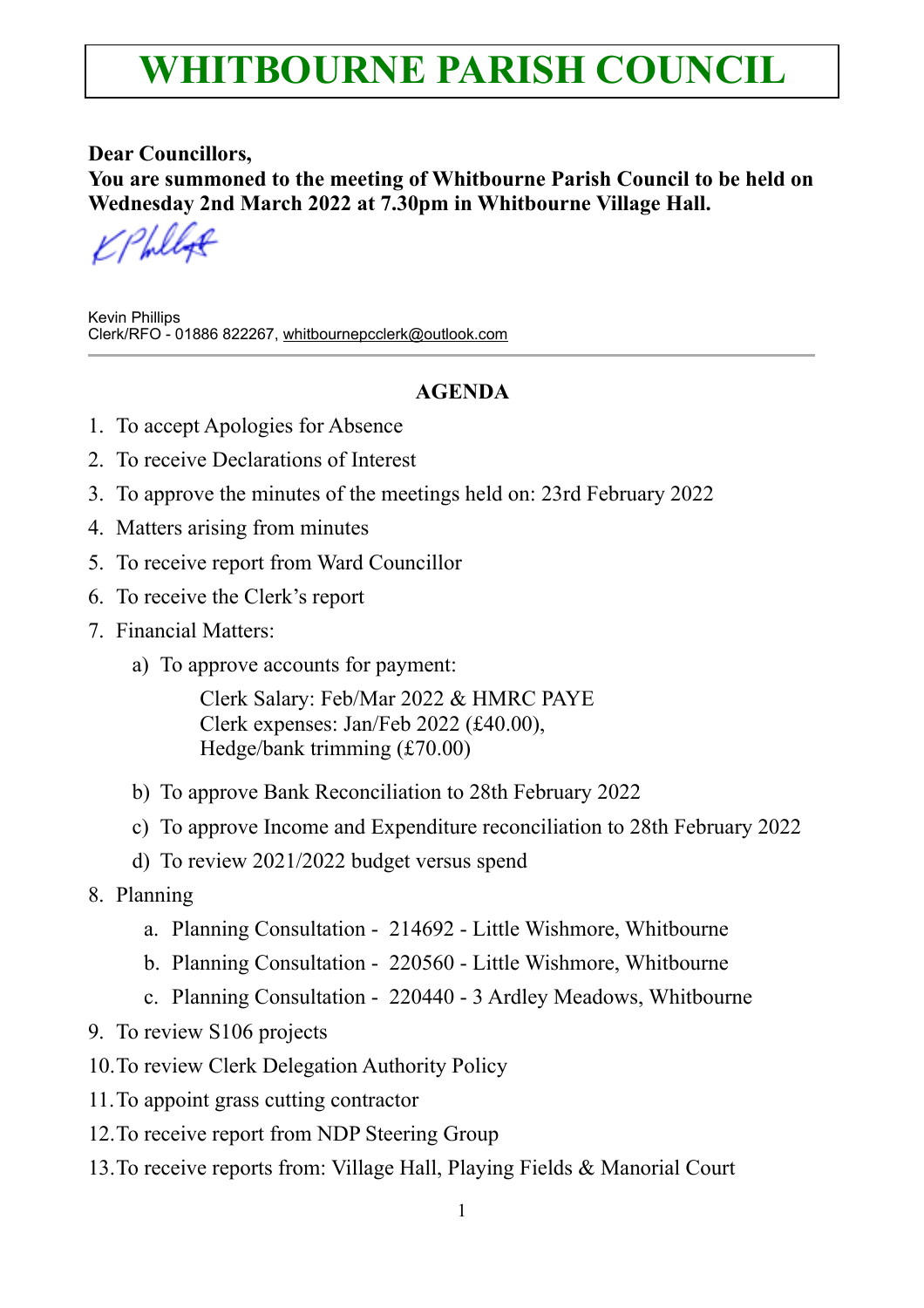# WHITBOURNE PARISH COUNCIL

**Dear Councillors,**
**You are summoned to the meeting of Whitbourne Parish Council to be held on Wednesday 2nd March 2022 at 7.30pm in Whitbourne Village Hall.**

Kevin Phillips
Clerk/RFO - 01886 822267, whitbournepcclerk@outlook.com

---

**AGENDA**

1. To accept Apologies for Absence
2. To receive Declarations of Interest
3. To approve the minutes of the meetings held on: 23rd February 2022
4. Matters arising from minutes
5. To receive report from Ward Councillor
6. To receive the Clerk's report
7. Financial Matters:
   a) To approve accounts for payment:

      Clerk Salary: Feb/Mar 2022 & HMRC PAYE
      Clerk expenses: Jan/Feb 2022 (£40.00),
      Hedge/bank trimming (£70.00)

   b) To approve Bank Reconciliation to 28th February 2022
   c) To approve Income and Expenditure reconciliation to 28th February 2022
   d) To review 2021/2022 budget versus spend
8. Planning
   a. Planning Consultation - 214692 - Little Wishmore, Whitbourne
   b. Planning Consultation - 220560 - Little Wishmore, Whitbourne
   c. Planning Consultation - 220440 - 3 Ardley Meadows, Whitbourne
9. To review S106 projects
10. To review Clerk Delegation Authority Policy
11. To appoint grass cutting contractor
12. To receive report from NDP Steering Group
13. To receive reports from: Village Hall, Playing Fields & Manorial Court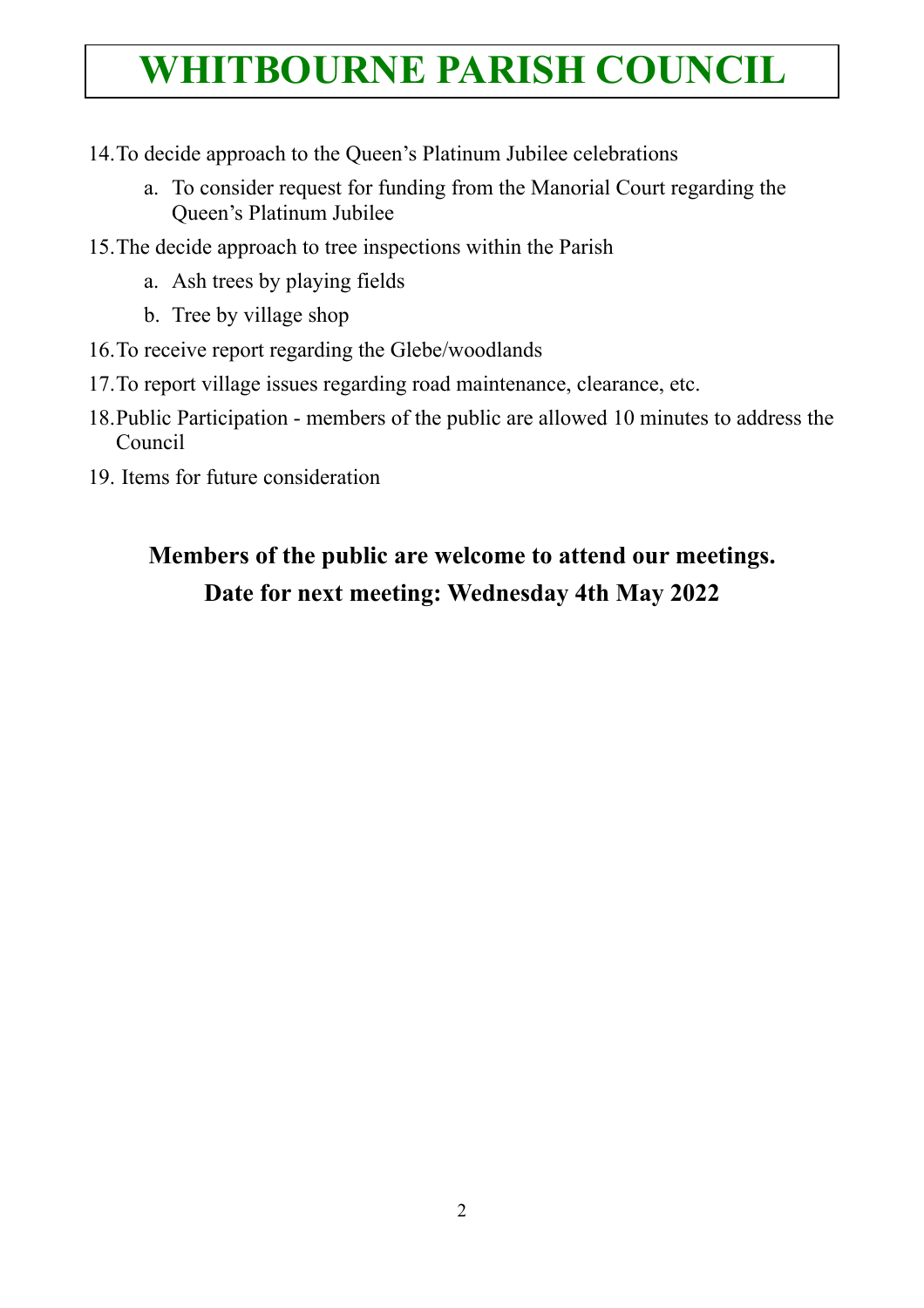# WHITBOURNE PARISH COUNCIL

14. To decide approach to the Queen's Platinum Jubilee celebrations
    a. To consider request for funding from the Manorial Court regarding the Queen's Platinum Jubilee
15. The decide approach to tree inspections within the Parish
    a. Ash trees by playing fields
    b. Tree by village shop
16. To receive report regarding the Glebe/woodlands
17. To report village issues regarding road maintenance, clearance, etc.
18. Public Participation - members of the public are allowed 10 minutes to address the Council
19. Items for future consideration

**Members of the public are welcome to attend our meetings.**

**Date for next meeting: Wednesday 4th May 2022**